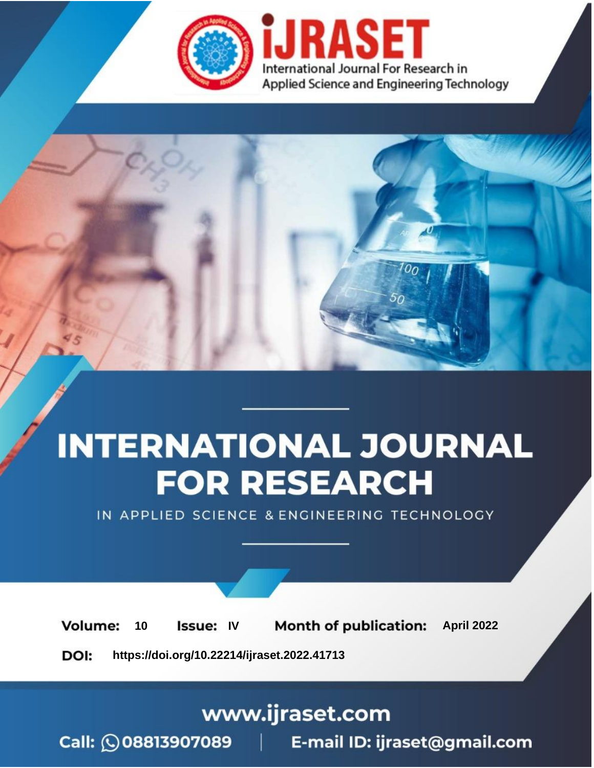iJRASET

International Journal For Research in Applied Science and Engineering Technology

# INTERNATIONAL JOURNAL FOR RESEARCH

IN APPLIED SCIENCE & ENGINEERING TECHNOLOGY

**Volume:** 10 **Issue:** IV **Month of publication:** April 2022

**DOI:** https://doi.org/10.22214/ijraset.2022.41713

www.ijraset.com

Call: 08813907089 | E-mail ID: ijraset@gmail.com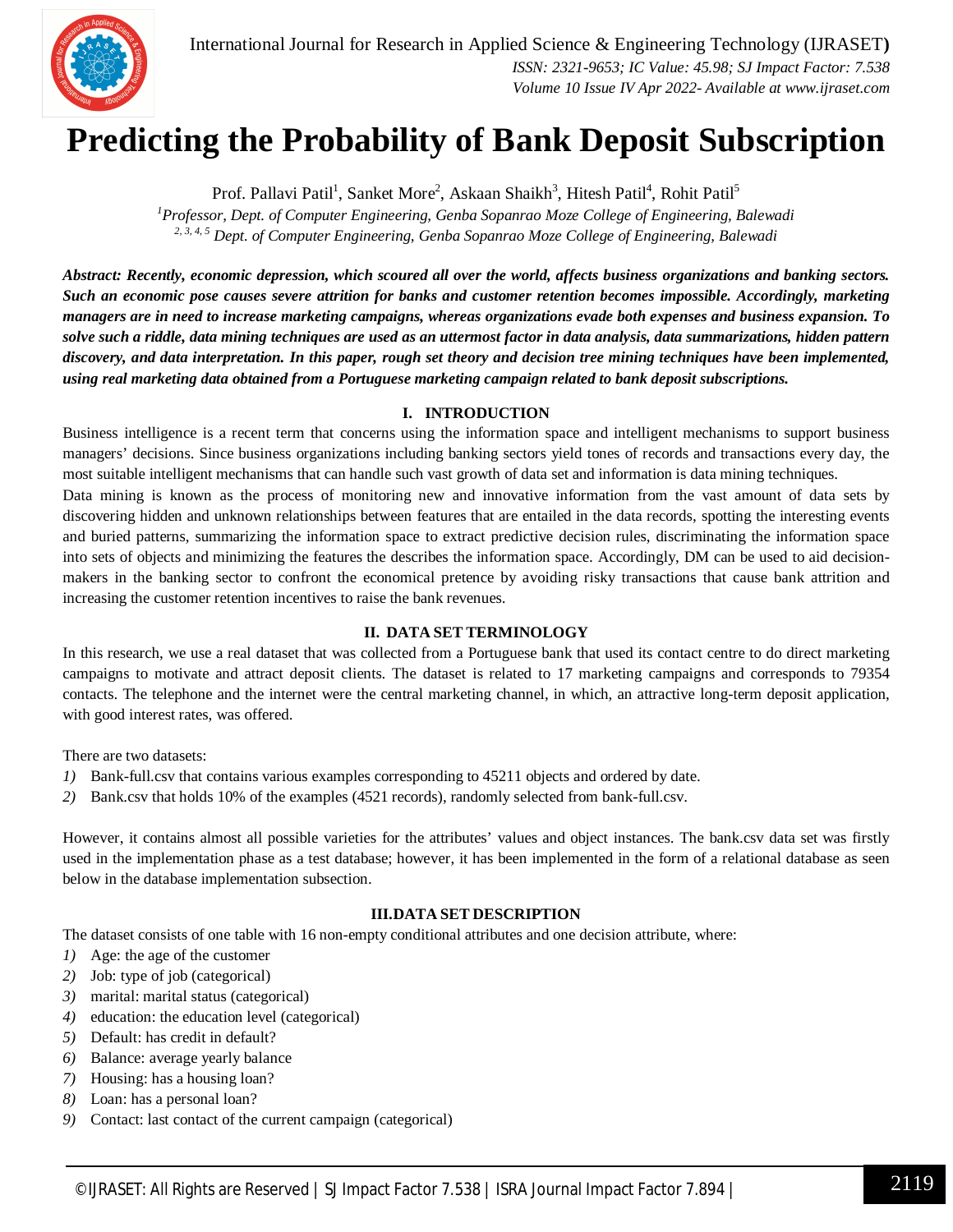# Predicting the Probability of Bank Deposit Subscription

Prof. Pallavi Patil[1], Sanket More[2], Askaan Shaikh[3], Hitesh Patil[4], Rohit Patil[5]

[1]*Professor, Dept. of Computer Engineering, Genba Sopanrao Moze College of Engineering, Balewadi*
[2, 3, 4, 5] *Dept. of Computer Engineering, Genba Sopanrao Moze College of Engineering, Balewadi*

***Abstract:** Recently, economic depression, which scoured all over the world, affects business organizations and banking sectors. Such an economic pose causes severe attrition for banks and customer retention becomes impossible. Accordingly, marketing managers are in need to increase marketing campaigns, whereas organizations evade both expenses and business expansion. To solve such a riddle, data mining techniques are used as an uttermost factor in data analysis, data summarizations, hidden pattern discovery, and data interpretation. In this paper, rough set theory and decision tree mining techniques have been implemented, using real marketing data obtained from a Portuguese marketing campaign related to bank deposit subscriptions.*

## I. INTRODUCTION

Business intelligence is a recent term that concerns using the information space and intelligent mechanisms to support business managers' decisions. Since business organizations including banking sectors yield tones of records and transactions every day, the most suitable intelligent mechanisms that can handle such vast growth of data set and information is data mining techniques.

Data mining is known as the process of monitoring new and innovative information from the vast amount of data sets by discovering hidden and unknown relationships between features that are entailed in the data records, spotting the interesting events and buried patterns, summarizing the information space to extract predictive decision rules, discriminating the information space into sets of objects and minimizing the features the describes the information space. Accordingly, DM can be used to aid decision-makers in the banking sector to confront the economical pretence by avoiding risky transactions that cause bank attrition and increasing the customer retention incentives to raise the bank revenues.

## II. DATA SET TERMINOLOGY

In this research, we use a real dataset that was collected from a Portuguese bank that used its contact centre to do direct marketing campaigns to motivate and attract deposit clients. The dataset is related to 17 marketing campaigns and corresponds to 79354 contacts. The telephone and the internet were the central marketing channel, in which, an attractive long-term deposit application, with good interest rates, was offered.

There are two datasets:

1) Bank-full.csv that contains various examples corresponding to 45211 objects and ordered by date.
2) Bank.csv that holds 10% of the examples (4521 records), randomly selected from bank-full.csv.

However, it contains almost all possible varieties for the attributes' values and object instances. The bank.csv data set was firstly used in the implementation phase as a test database; however, it has been implemented in the form of a relational database as seen below in the database implementation subsection.

## III. DATA SET DESCRIPTION

The dataset consists of one table with 16 non-empty conditional attributes and one decision attribute, where:

1) Age: the age of the customer
2) Job: type of job (categorical)
3) marital: marital status (categorical)
4) education: the education level (categorical)
5) Default: has credit in default?
6) Balance: average yearly balance
7) Housing: has a housing loan?
8) Loan: has a personal loan?
9) Contact: last contact of the current campaign (categorical)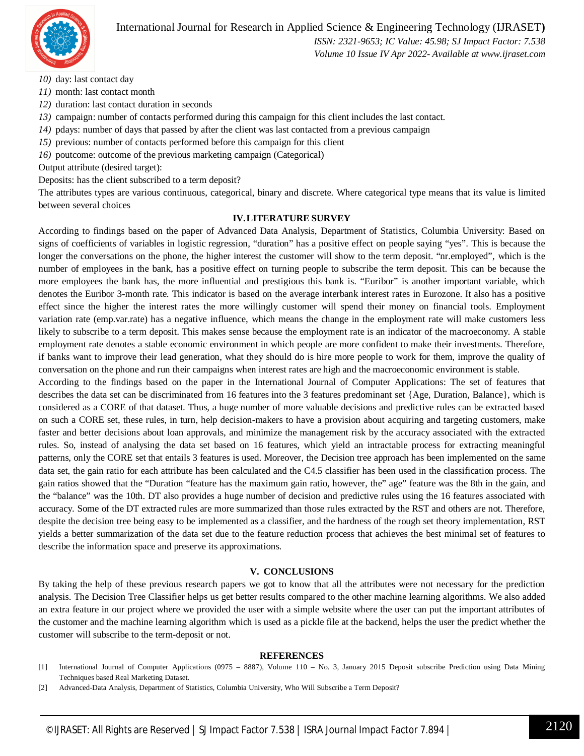10) day: last contact day
11) month: last contact month
12) duration: last contact duration in seconds
13) campaign: number of contacts performed during this campaign for this client includes the last contact.
14) pdays: number of days that passed by after the client was last contacted from a previous campaign
15) previous: number of contacts performed before this campaign for this client
16) poutcome: outcome of the previous marketing campaign (Categorical)

Output attribute (desired target):

Deposits: has the client subscribed to a term deposit?

The attributes types are various continuous, categorical, binary and discrete. Where categorical type means that its value is limited between several choices

## IV. LITERATURE SURVEY

According to findings based on the paper of Advanced Data Analysis, Department of Statistics, Columbia University: Based on signs of coefficients of variables in logistic regression, "duration" has a positive effect on people saying "yes". This is because the longer the conversations on the phone, the higher interest the customer will show to the term deposit. "nr.employed", which is the number of employees in the bank, has a positive effect on turning people to subscribe the term deposit. This can be because the more employees the bank has, the more influential and prestigious this bank is. "Euribor" is another important variable, which denotes the Euribor 3-month rate. This indicator is based on the average interbank interest rates in Eurozone. It also has a positive effect since the higher the interest rates the more willingly customer will spend their money on financial tools. Employment variation rate (emp.var.rate) has a negative influence, which means the change in the employment rate will make customers less likely to subscribe to a term deposit. This makes sense because the employment rate is an indicator of the macroeconomy. A stable employment rate denotes a stable economic environment in which people are more confident to make their investments. Therefore, if banks want to improve their lead generation, what they should do is hire more people to work for them, improve the quality of conversation on the phone and run their campaigns when interest rates are high and the macroeconomic environment is stable.

According to the findings based on the paper in the International Journal of Computer Applications: The set of features that describes the data set can be discriminated from 16 features into the 3 features predominant set {Age, Duration, Balance}, which is considered as a CORE of that dataset. Thus, a huge number of more valuable decisions and predictive rules can be extracted based on such a CORE set, these rules, in turn, help decision-makers to have a provision about acquiring and targeting customers, make faster and better decisions about loan approvals, and minimize the management risk by the accuracy associated with the extracted rules. So, instead of analysing the data set based on 16 features, which yield an intractable process for extracting meaningful patterns, only the CORE set that entails 3 features is used. Moreover, the Decision tree approach has been implemented on the same data set, the gain ratio for each attribute has been calculated and the C4.5 classifier has been used in the classification process. The gain ratios showed that the "Duration "feature has the maximum gain ratio, however, the" age" feature was the 8th in the gain, and the "balance" was the 10th. DT also provides a huge number of decision and predictive rules using the 16 features associated with accuracy. Some of the DT extracted rules are more summarized than those rules extracted by the RST and others are not. Therefore, despite the decision tree being easy to be implemented as a classifier, and the hardness of the rough set theory implementation, RST yields a better summarization of the data set due to the feature reduction process that achieves the best minimal set of features to describe the information space and preserve its approximations.

## V. CONCLUSIONS

By taking the help of these previous research papers we got to know that all the attributes were not necessary for the prediction analysis. The Decision Tree Classifier helps us get better results compared to the other machine learning algorithms. We also added an extra feature in our project where we provided the user with a simple website where the user can put the important attributes of the customer and the machine learning algorithm which is used as a pickle file at the backend, helps the user the predict whether the customer will subscribe to the term-deposit or not.

## REFERENCES

[1] International Journal of Computer Applications (0975 – 8887), Volume 110 – No. 3, January 2015 Deposit subscribe Prediction using Data Mining Techniques based Real Marketing Dataset.

[2] Advanced-Data Analysis, Department of Statistics, Columbia University, Who Will Subscribe a Term Deposit?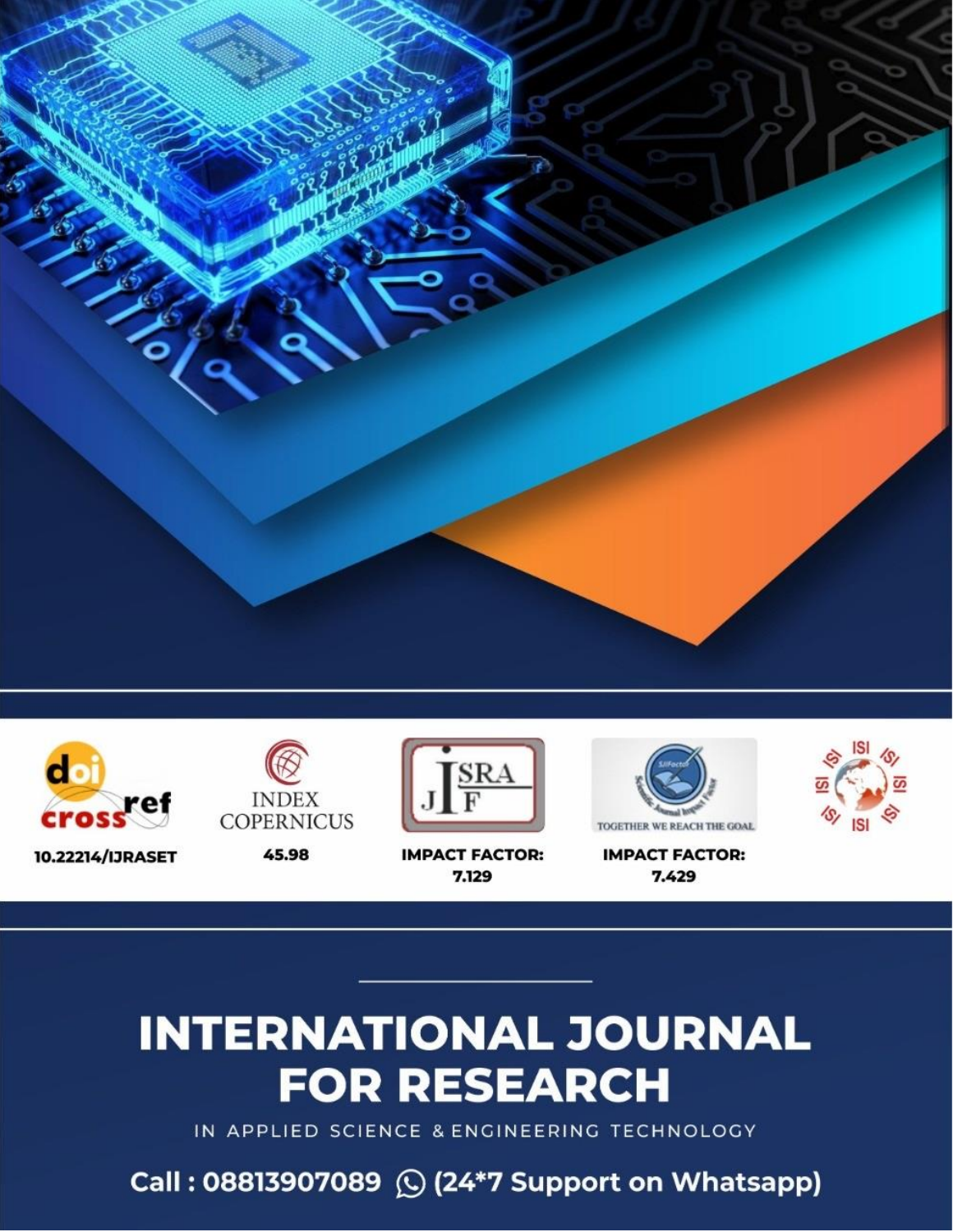10.22214/IJRASET

INDEX COPERNICUS

45.98

IMPACT FACTOR: 7.129

IMPACT FACTOR: 7.429

# INTERNATIONAL JOURNAL FOR RESEARCH

IN APPLIED SCIENCE & ENGINEERING TECHNOLOGY

Call : 08813907089 (24*7 Support on Whatsapp)